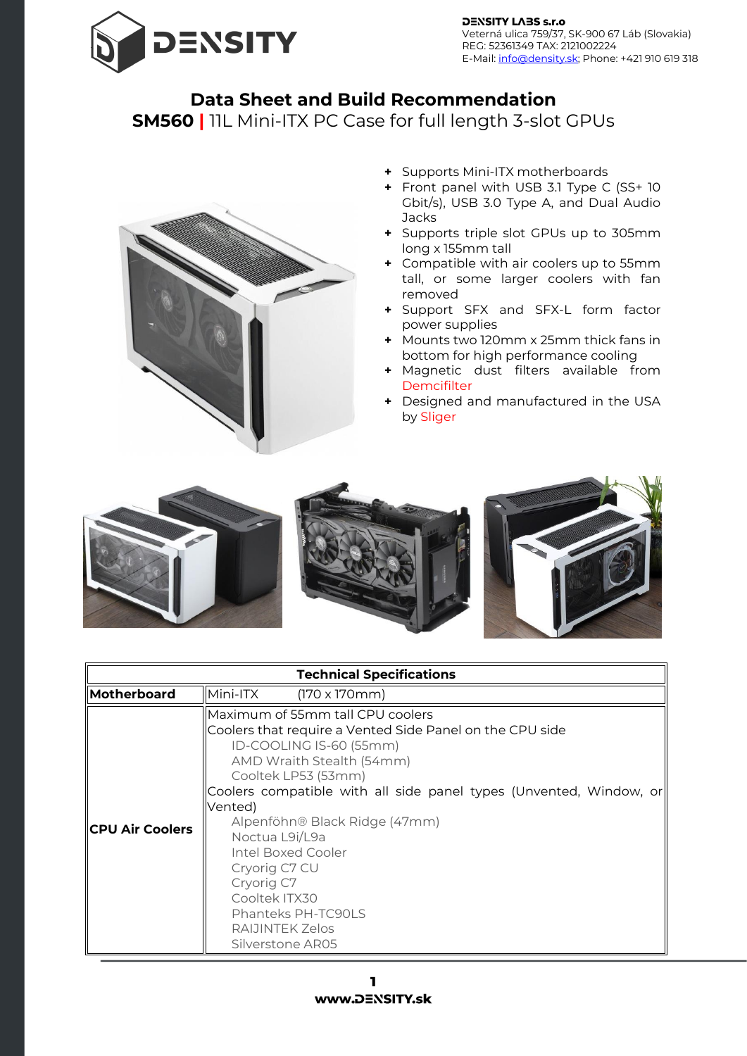DENSITY LABS s.r.o
Veterná ulica 759/37, SK-900 67 Láb (Slovakia)
REG: 52361349 TAX: 2121002224
E-Mail: info@density.sk; Phone: +421 910 619 318

# Data Sheet and Build Recommendation

## SM560 | 11L Mini-ITX PC Case for full length 3-slot GPUs

- Supports Mini-ITX motherboards
- Front panel with USB 3.1 Type C (SS+ 10 Gbit/s), USB 3.0 Type A, and Dual Audio Jacks
- Supports triple slot GPUs up to 305mm long x 155mm tall
- Compatible with air coolers up to 55mm tall, or some larger coolers with fan removed
- Support SFX and SFX-L form factor power supplies
- Mounts two 120mm x 25mm thick fans in bottom for high performance cooling
- Magnetic dust filters available from Demcifilter
- Designed and manufactured in the USA by Sliger

| Technical Specifications | |
|---|---|
| **Motherboard** | Mini-ITX (170 x 170mm) |
| **CPU Air Coolers** | Maximum of 55mm tall CPU coolers<br>Coolers that require a Vented Side Panel on the CPU side<br>ID-COOLING IS-60 (55mm)<br>AMD Wraith Stealth (54mm)<br>Cooltek LP53 (53mm)<br>Coolers compatible with all side panel types (Unvented, Window, or Vented)<br>Alpenföhn® Black Ridge (47mm)<br>Noctua L9i/L9a<br>Intel Boxed Cooler<br>Cryorig C7 CU<br>Cryorig C7<br>Cooltek ITX30<br>Phanteks PH-TC90LS<br>RAIJINTEK Zelos<br>Silverstone AR05 |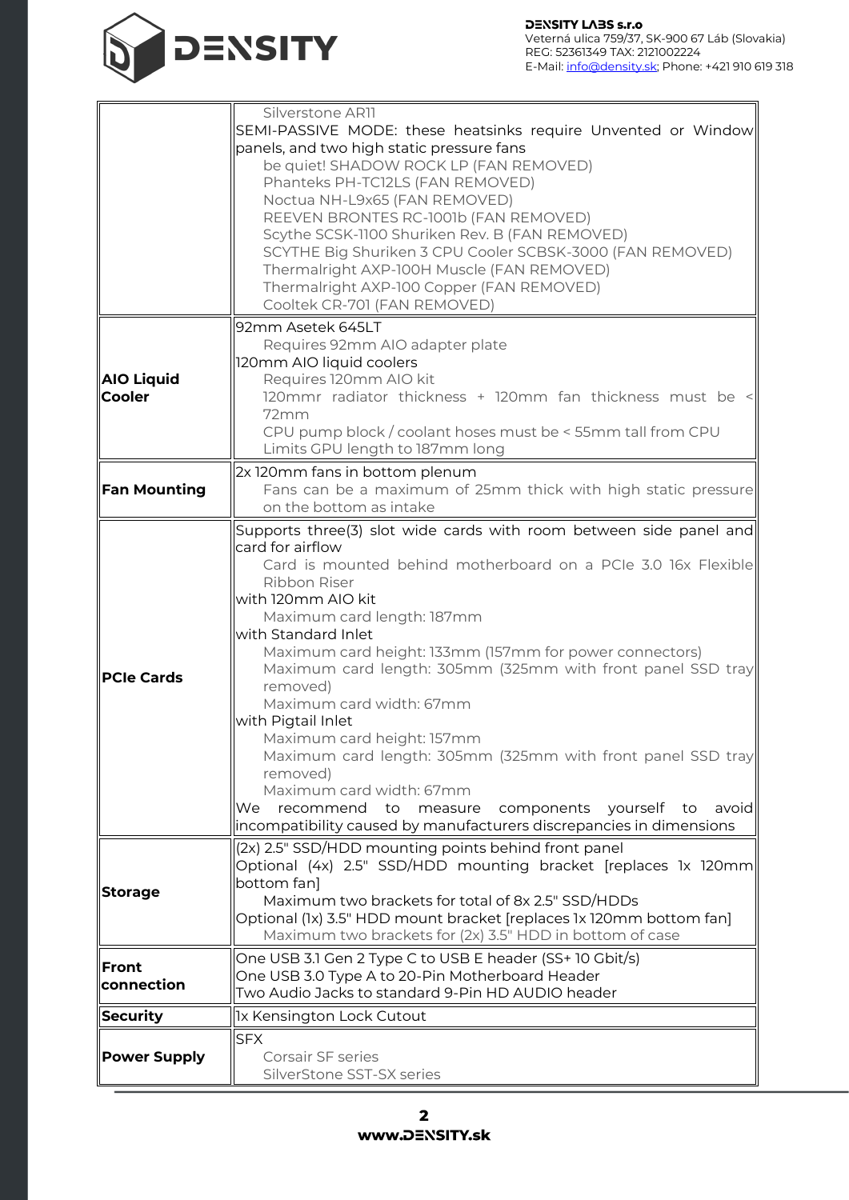| | |
|---|---|
| | Silverstone AR11<br>SEMI-PASSIVE MODE: these heatsinks require Unvented or Window panels, and two high static pressure fans<br>be quiet! SHADOW ROCK LP (FAN REMOVED)<br>Phanteks PH-TC12LS (FAN REMOVED)<br>Noctua NH-L9x65 (FAN REMOVED)<br>REEVEN BRONTES RC-1001b (FAN REMOVED)<br>Scythe SCSK-1100 Shuriken Rev. B (FAN REMOVED)<br>SCYTHE Big Shuriken 3 CPU Cooler SCBSK-3000 (FAN REMOVED)<br>Thermalright AXP-100H Muscle (FAN REMOVED)<br>Thermalright AXP-100 Copper (FAN REMOVED)<br>Cooltek CR-701 (FAN REMOVED) |
| **AIO Liquid Cooler** | 92mm Asetek 645LT<br>Requires 92mm AIO adapter plate<br>120mm AIO liquid coolers<br>Requires 120mm AIO kit<br>120mmr radiator thickness + 120mm fan thickness must be < 72mm<br>CPU pump block / coolant hoses must be < 55mm tall from CPU<br>Limits GPU length to 187mm long |
| **Fan Mounting** | 2x 120mm fans in bottom plenum<br>Fans can be a maximum of 25mm thick with high static pressure on the bottom as intake |
| **PCIe Cards** | Supports three(3) slot wide cards with room between side panel and card for airflow<br>Card is mounted behind motherboard on a PCIe 3.0 16x Flexible Ribbon Riser<br>with 120mm AIO kit<br>Maximum card length: 187mm<br>with Standard Inlet<br>Maximum card height: 133mm (157mm for power connectors)<br>Maximum card length: 305mm (325mm with front panel SSD tray removed)<br>Maximum card width: 67mm<br>with Pigtail Inlet<br>Maximum card height: 157mm<br>Maximum card length: 305mm (325mm with front panel SSD tray removed)<br>Maximum card width: 67mm<br>We recommend to measure components yourself to avoid incompatibility caused by manufacturers discrepancies in dimensions |
| **Storage** | (2x) 2.5" SSD/HDD mounting points behind front panel<br>Optional (4x) 2.5" SSD/HDD mounting bracket [replaces 1x 120mm bottom fan]<br>Maximum two brackets for total of 8x 2.5" SSD/HDDs<br>Optional (1x) 3.5" HDD mount bracket [replaces 1x 120mm bottom fan]<br>Maximum two brackets for (2x) 3.5" HDD in bottom of case |
| **Front connection** | One USB 3.1 Gen 2 Type C to USB E header (SS+ 10 Gbit/s)<br>One USB 3.0 Type A to 20-Pin Motherboard Header<br>Two Audio Jacks to standard 9-Pin HD AUDIO header |
| **Security** | 1x Kensington Lock Cutout |
| **Power Supply** | SFX<br>Corsair SF series<br>SilverStone SST-SX series |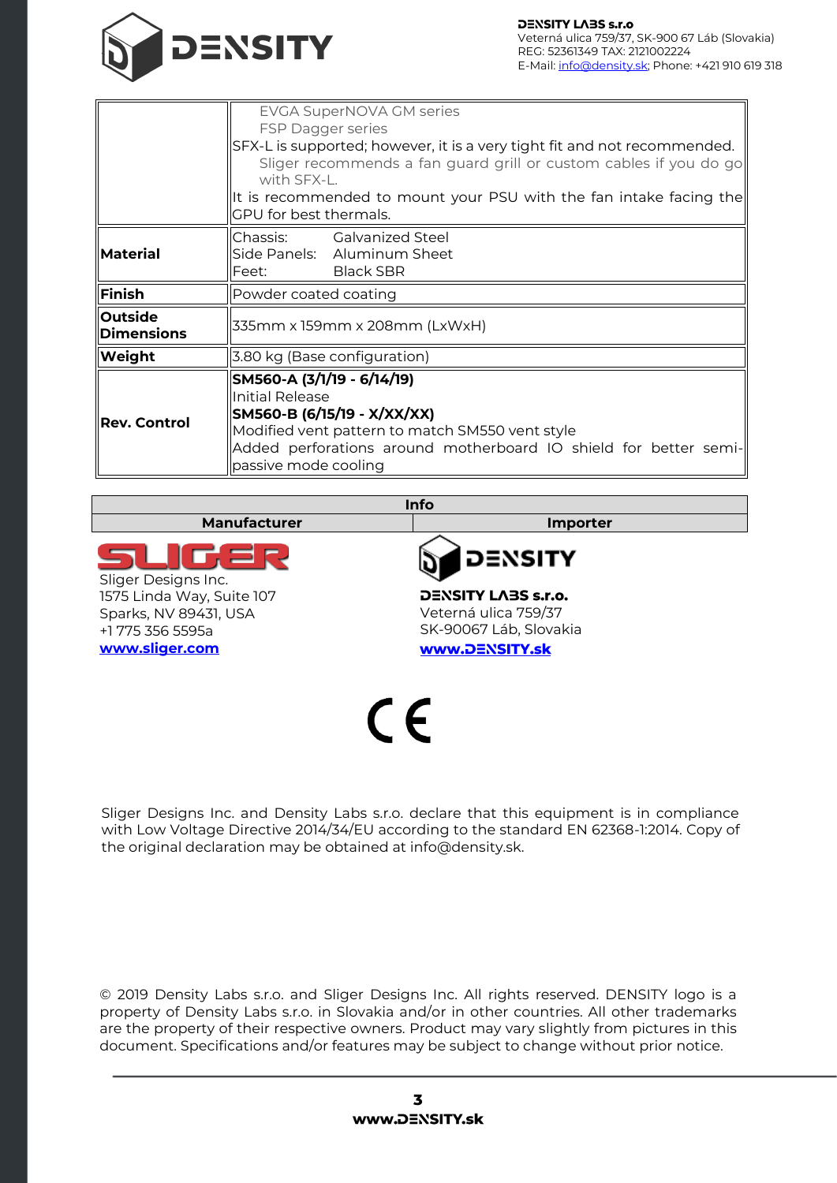| | |
|---|---|
| | EVGA SuperNOVA GM series<br>FSP Dagger series<br>SFX-L is supported; however, it is a very tight fit and not recommended.<br>Sliger recommends a fan guard grill or custom cables if you do go with SFX-L.<br>It is recommended to mount your PSU with the fan intake facing the GPU for best thermals. |
| **Material** | Chassis: Galvanized Steel<br>Side Panels: Aluminum Sheet<br>Feet: Black SBR |
| **Finish** | Powder coated coating |
| **Outside Dimensions** | 335mm x 159mm x 208mm (LxWxH) |
| **Weight** | 3.80 kg (Base configuration) |
| **Rev. Control** | **SM560-A (3/1/19 - 6/14/19)**<br>Initial Release<br>**SM560-B (6/15/19 - X/XX/XX)**<br>Modified vent pattern to match SM550 vent style<br>Added perforations around motherboard IO shield for better semi-passive mode cooling |

| Info | |
|---|---|
| **Manufacturer** | **Importer** |
| SLIGER<br>Sliger Designs Inc.<br>1575 Linda Way, Suite 107<br>Sparks, NV 89431, USA<br>+1 775 356 5595a<br>**www.sliger.com** | DENSITY<br>**DENSITY LABS s.r.o.**<br>Veterná ulica 759/37<br>SK-90067 Láb, Slovakia<br>**www.DENSITY.sk** |

CE

Sliger Designs Inc. and Density Labs s.r.o. declare that this equipment is in compliance with Low Voltage Directive 2014/34/EU according to the standard EN 62368-1:2014. Copy of the original declaration may be obtained at info@density.sk.

© 2019 Density Labs s.r.o. and Sliger Designs Inc. All rights reserved. DENSITY logo is a property of Density Labs s.r.o. in Slovakia and/or in other countries. All other trademarks are the property of their respective owners. Product may vary slightly from pictures in this document. Specifications and/or features may be subject to change without prior notice.